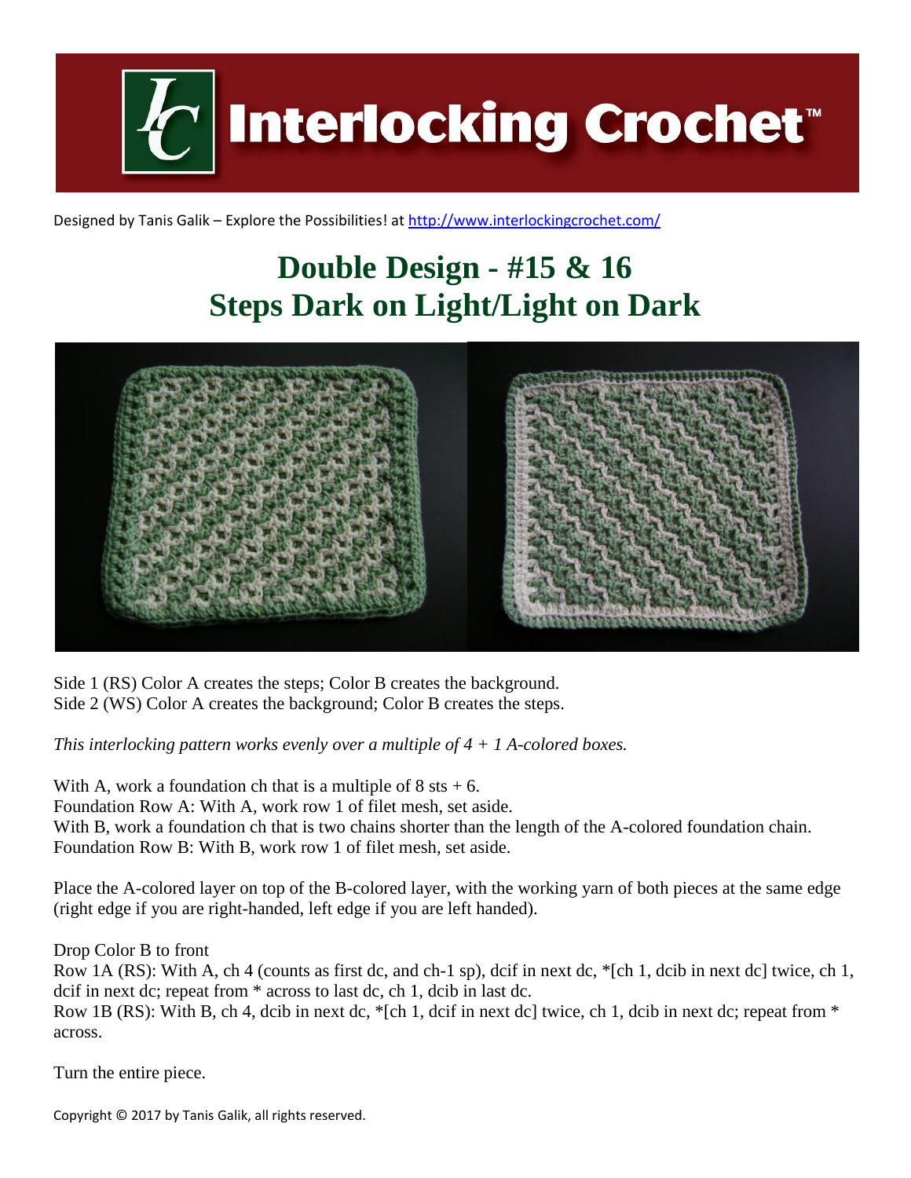# Interlocking Crochet™

Designed by Tanis Galik – Explore the Possibilities! at http://www.interlockingcrochet.com/

## Double Design - #15 & 16
## Steps Dark on Light/Light on Dark

Side 1 (RS) Color A creates the steps; Color B creates the background.
Side 2 (WS) Color A creates the background; Color B creates the steps.

*This interlocking pattern works evenly over a multiple of 4 + 1 A-colored boxes.*

With A, work a foundation ch that is a multiple of 8 sts + 6.
Foundation Row A: With A, work row 1 of filet mesh, set aside.
With B, work a foundation ch that is two chains shorter than the length of the A-colored foundation chain.
Foundation Row B: With B, work row 1 of filet mesh, set aside.

Place the A-colored layer on top of the B-colored layer, with the working yarn of both pieces at the same edge (right edge if you are right-handed, left edge if you are left handed).

Drop Color B to front
Row 1A (RS): With A, ch 4 (counts as first dc, and ch-1 sp), dcif in next dc, *[ch 1, dcib in next dc] twice, ch 1, dcif in next dc; repeat from * across to last dc, ch 1, dcib in last dc.
Row 1B (RS): With B, ch 4, dcib in next dc, *[ch 1, dcif in next dc] twice, ch 1, dcib in next dc; repeat from * across.

Turn the entire piece.

Copyright © 2017 by Tanis Galik, all rights reserved.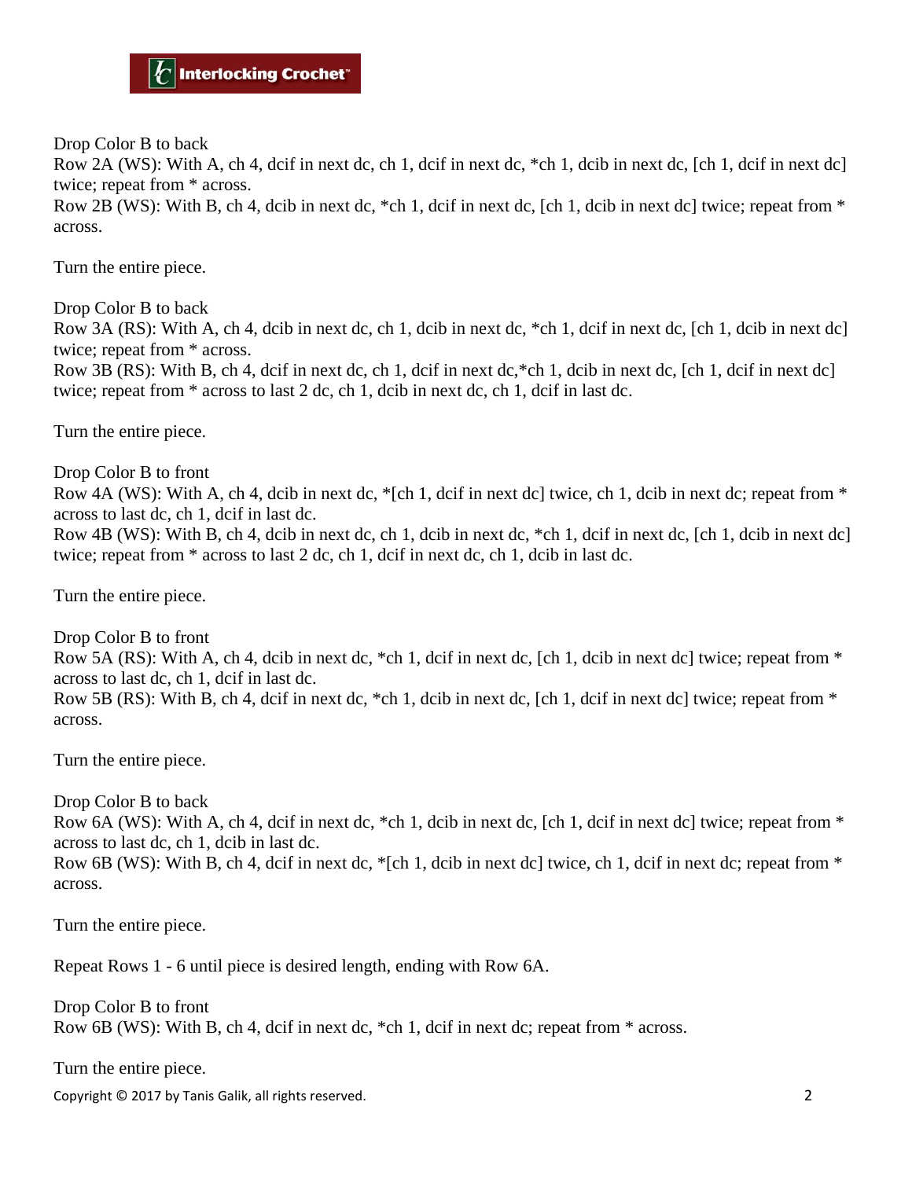Drop Color B to back
Row 2A (WS): With A, ch 4, dcif in next dc, ch 1, dcif in next dc, *ch 1, dcib in next dc, [ch 1, dcif in next dc] twice; repeat from * across.
Row 2B (WS): With B, ch 4, dcib in next dc, *ch 1, dcif in next dc, [ch 1, dcib in next dc] twice; repeat from * across.

Turn the entire piece.

Drop Color B to back
Row 3A (RS): With A, ch 4, dcib in next dc, ch 1, dcib in next dc, *ch 1, dcif in next dc, [ch 1, dcib in next dc] twice; repeat from * across.
Row 3B (RS): With B, ch 4, dcif in next dc, ch 1, dcif in next dc,*ch 1, dcib in next dc, [ch 1, dcif in next dc] twice; repeat from * across to last 2 dc, ch 1, dcib in next dc, ch 1, dcif in last dc.

Turn the entire piece.

Drop Color B to front
Row 4A (WS): With A, ch 4, dcib in next dc, *[ch 1, dcif in next dc] twice, ch 1, dcib in next dc; repeat from * across to last dc, ch 1, dcif in last dc.
Row 4B (WS): With B, ch 4, dcib in next dc, ch 1, dcib in next dc, *ch 1, dcif in next dc, [ch 1, dcib in next dc] twice; repeat from * across to last 2 dc, ch 1, dcif in next dc, ch 1, dcib in last dc.

Turn the entire piece.

Drop Color B to front
Row 5A (RS): With A, ch 4, dcib in next dc, *ch 1, dcif in next dc, [ch 1, dcib in next dc] twice; repeat from * across to last dc, ch 1, dcif in last dc.
Row 5B (RS): With B, ch 4, dcif in next dc, *ch 1, dcib in next dc, [ch 1, dcif in next dc] twice; repeat from * across.

Turn the entire piece.

Drop Color B to back
Row 6A (WS): With A, ch 4, dcif in next dc, *ch 1, dcib in next dc, [ch 1, dcif in next dc] twice; repeat from * across to last dc, ch 1, dcib in last dc.
Row 6B (WS): With B, ch 4, dcif in next dc, *[ch 1, dcib in next dc] twice, ch 1, dcif in next dc; repeat from * across.

Turn the entire piece.

Repeat Rows 1 - 6 until piece is desired length, ending with Row 6A.

Drop Color B to front
Row 6B (WS): With B, ch 4, dcif in next dc, *ch 1, dcif in next dc; repeat from * across.

Turn the entire piece.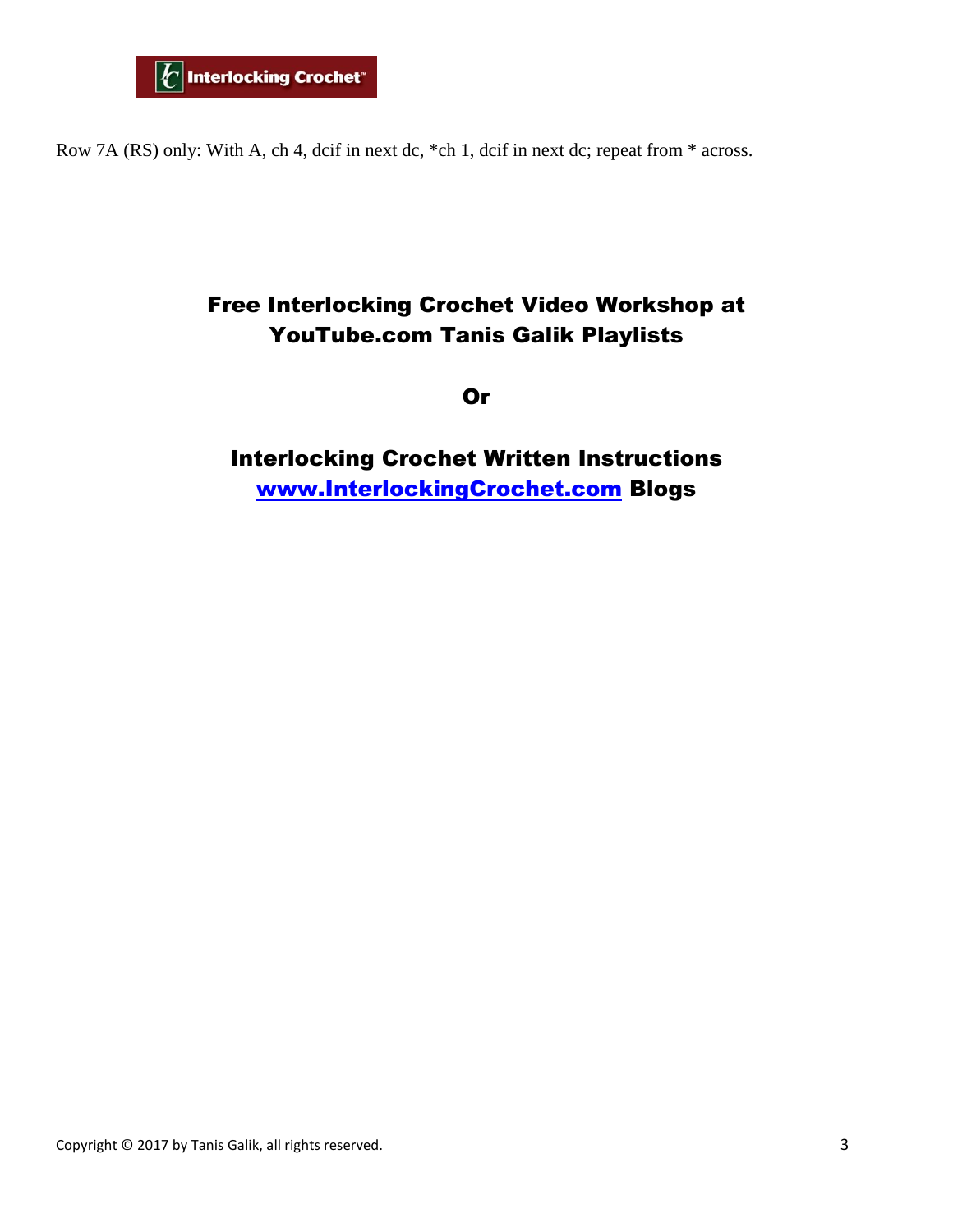Row 7A (RS) only: With A, ch 4, dcif in next dc, *ch 1, dcif in next dc; repeat from * across.

## Free Interlocking Crochet Video Workshop at YouTube.com Tanis Galik Playlists

**Or**

## Interlocking Crochet Written Instructions [www.InterlockingCrochet.com](http://www.InterlockingCrochet.com) Blogs

Copyright © 2017 by Tanis Galik, all rights reserved.